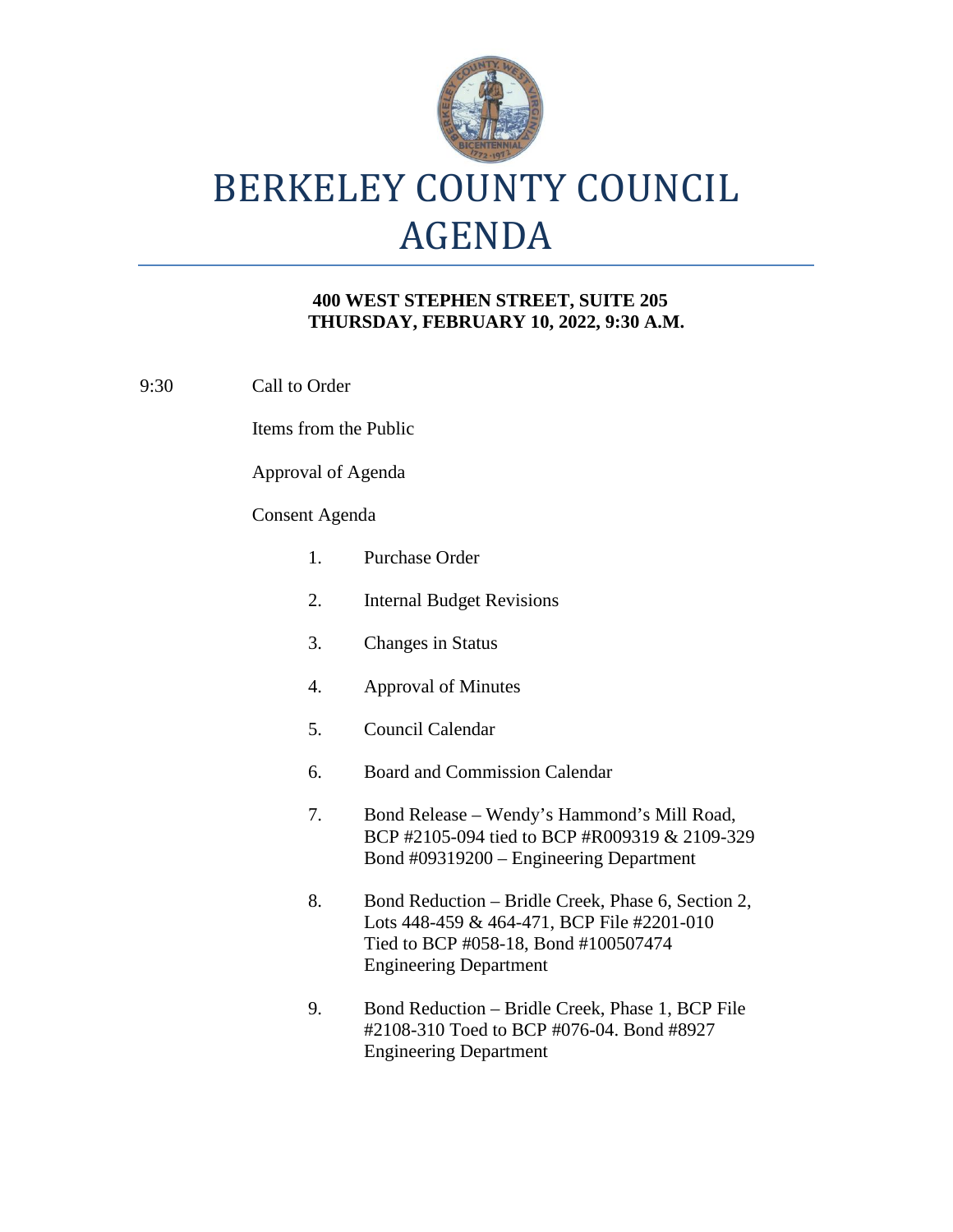# BERKELEY COUNTY COUNCIL AGENDA

**400 WEST STEPHEN STREET, SUITE 205**
**THURSDAY, FEBRUARY 10, 2022, 9:30 A.M.**

9:30 Call to Order

Items from the Public

Approval of Agenda

Consent Agenda

1. Purchase Order
2. Internal Budget Revisions
3. Changes in Status
4. Approval of Minutes
5. Council Calendar
6. Board and Commission Calendar
7. Bond Release – Wendy's Hammond's Mill Road, BCP #2105-094 tied to BCP #R009319 & 2109-329 Bond #09319200 – Engineering Department
8. Bond Reduction – Bridle Creek, Phase 6, Section 2, Lots 448-459 & 464-471, BCP File #2201-010 Tied to BCP #058-18, Bond #100507474 Engineering Department
9. Bond Reduction – Bridle Creek, Phase 1, BCP File #2108-310 Toed to BCP #076-04. Bond #8927 Engineering Department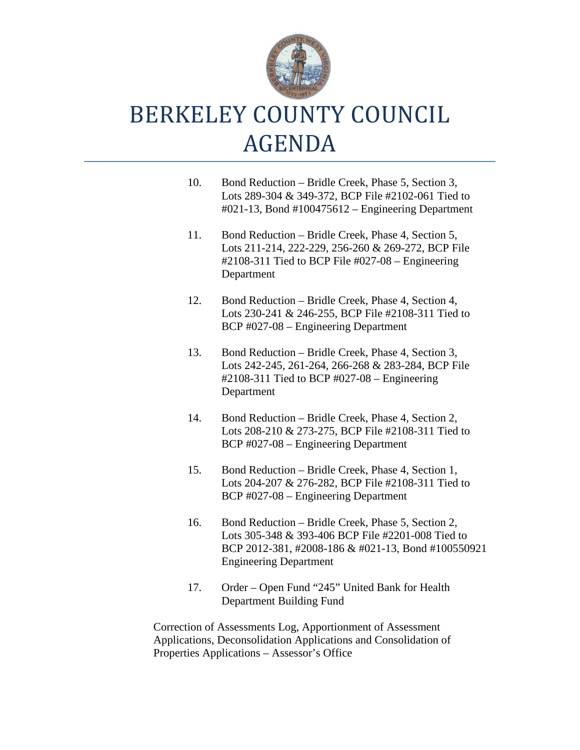# BERKELEY COUNTY COUNCIL AGENDA

10. Bond Reduction – Bridle Creek, Phase 5, Section 3, Lots 289-304 & 349-372, BCP File #2102-061 Tied to #021-13, Bond #100475612 – Engineering Department

11. Bond Reduction – Bridle Creek, Phase 4, Section 5, Lots 211-214, 222-229, 256-260 & 269-272, BCP File #2108-311 Tied to BCP File #027-08 – Engineering Department

12. Bond Reduction – Bridle Creek, Phase 4, Section 4, Lots 230-241 & 246-255, BCP File #2108-311 Tied to BCP #027-08 – Engineering Department

13. Bond Reduction – Bridle Creek, Phase 4, Section 3, Lots 242-245, 261-264, 266-268 & 283-284, BCP File #2108-311 Tied to BCP #027-08 – Engineering Department

14. Bond Reduction – Bridle Creek, Phase 4, Section 2, Lots 208-210 & 273-275, BCP File #2108-311 Tied to BCP #027-08 – Engineering Department

15. Bond Reduction – Bridle Creek, Phase 4, Section 1, Lots 204-207 & 276-282, BCP File #2108-311 Tied to BCP #027-08 – Engineering Department

16. Bond Reduction – Bridle Creek, Phase 5, Section 2, Lots 305-348 & 393-406 BCP File #2201-008 Tied to BCP 2012-381, #2008-186 & #021-13, Bond #100550921 Engineering Department

17. Order – Open Fund "245" United Bank for Health Department Building Fund

Correction of Assessments Log, Apportionment of Assessment Applications, Deconsolidation Applications and Consolidation of Properties Applications – Assessor's Office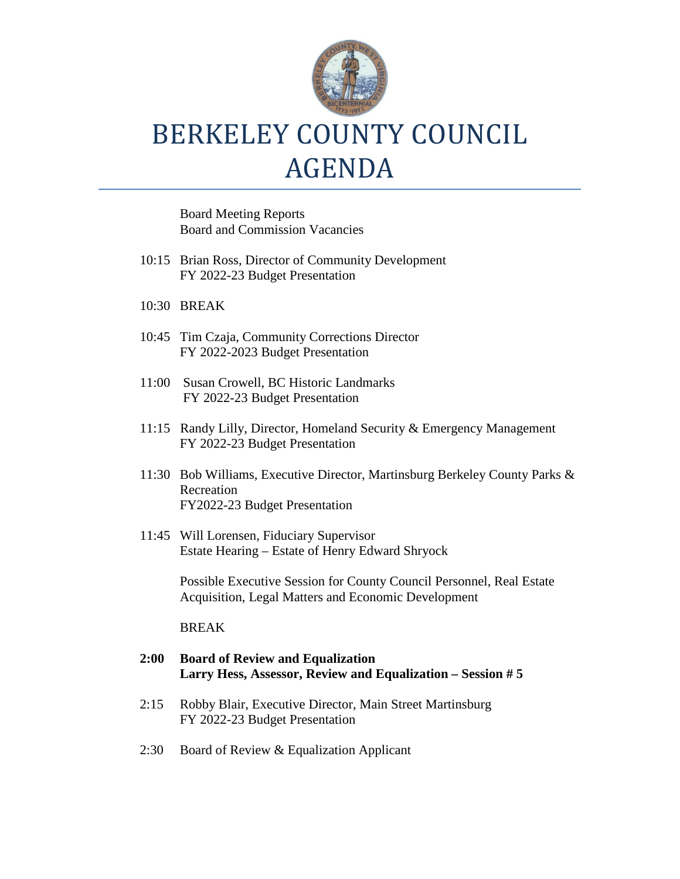# BERKELEY COUNTY COUNCIL AGENDA

Board Meeting Reports
Board and Commission Vacancies

10:15 Brian Ross, Director of Community Development
FY 2022-23 Budget Presentation

10:30 BREAK

10:45 Tim Czaja, Community Corrections Director
FY 2022-2023 Budget Presentation

11:00 Susan Crowell, BC Historic Landmarks
FY 2022-23 Budget Presentation

11:15 Randy Lilly, Director, Homeland Security & Emergency Management
FY 2022-23 Budget Presentation

11:30 Bob Williams, Executive Director, Martinsburg Berkeley County Parks & Recreation
FY2022-23 Budget Presentation

11:45 Will Lorensen, Fiduciary Supervisor
Estate Hearing – Estate of Henry Edward Shryock

Possible Executive Session for County Council Personnel, Real Estate Acquisition, Legal Matters and Economic Development

BREAK

**2:00 Board of Review and Equalization**
**Larry Hess, Assessor, Review and Equalization – Session # 5**

2:15 Robby Blair, Executive Director, Main Street Martinsburg
FY 2022-23 Budget Presentation

2:30 Board of Review & Equalization Applicant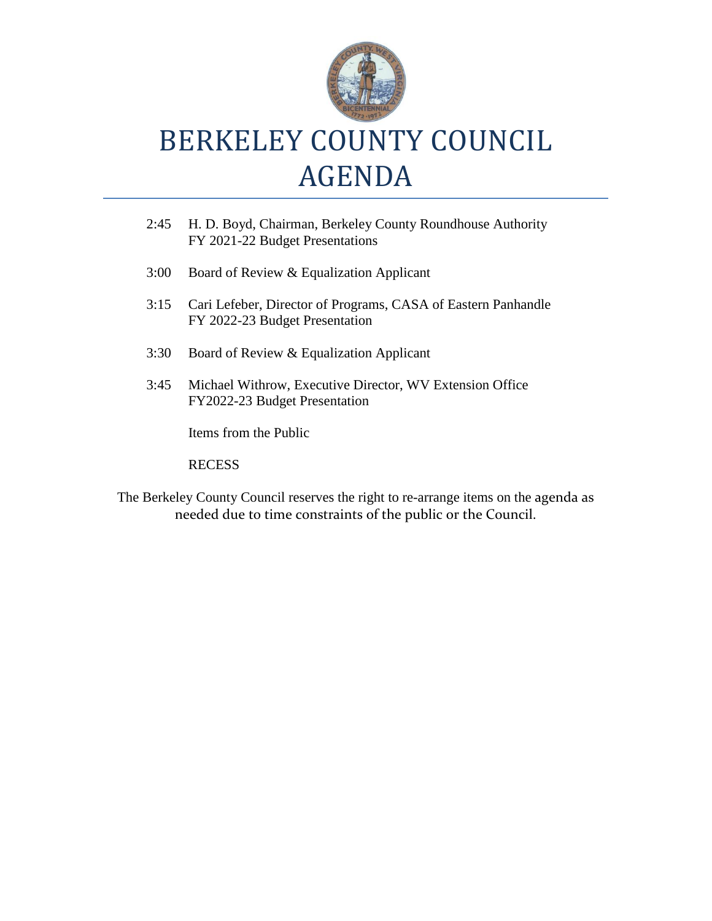# BERKELEY COUNTY COUNCIL AGENDA

2:45 H. D. Boyd, Chairman, Berkeley County Roundhouse Authority
FY 2021-22 Budget Presentations

3:00 Board of Review & Equalization Applicant

3:15 Cari Lefeber, Director of Programs, CASA of Eastern Panhandle
FY 2022-23 Budget Presentation

3:30 Board of Review & Equalization Applicant

3:45 Michael Withrow, Executive Director, WV Extension Office
FY2022-23 Budget Presentation

Items from the Public

RECESS

The Berkeley County Council reserves the right to re-arrange items on the agenda as needed due to time constraints of the public or the Council.